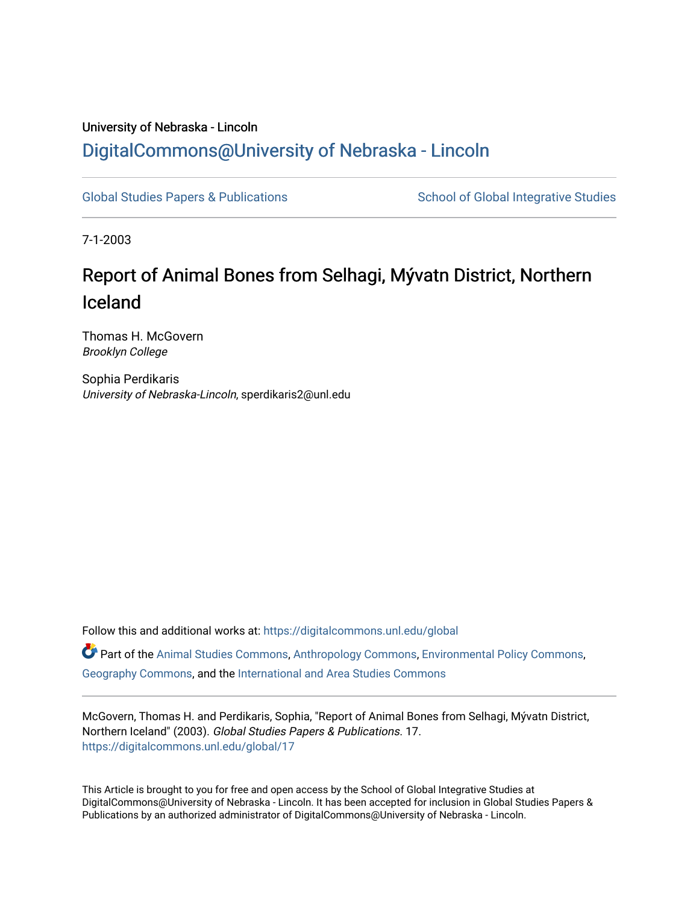University of Nebraska - Lincoln

## DigitalCommons@University of Nebraska - Lincoln

Global Studies Papers & Publications

School of Global Integrative Studies

7-1-2003

# Report of Animal Bones from Selhagi, Mývatn District, Northern Iceland

Thomas H. McGovern
*Brooklyn College*

Sophia Perdikaris
*University of Nebraska-Lincoln*, sperdikaris2@unl.edu

Follow this and additional works at: https://digitalcommons.unl.edu/global

Part of the Animal Studies Commons, Anthropology Commons, Environmental Policy Commons, Geography Commons, and the International and Area Studies Commons

McGovern, Thomas H. and Perdikaris, Sophia, "Report of Animal Bones from Selhagi, Mývatn District, Northern Iceland" (2003). *Global Studies Papers & Publications*. 17.
https://digitalcommons.unl.edu/global/17

This Article is brought to you for free and open access by the School of Global Integrative Studies at DigitalCommons@University of Nebraska - Lincoln. It has been accepted for inclusion in Global Studies Papers & Publications by an authorized administrator of DigitalCommons@University of Nebraska - Lincoln.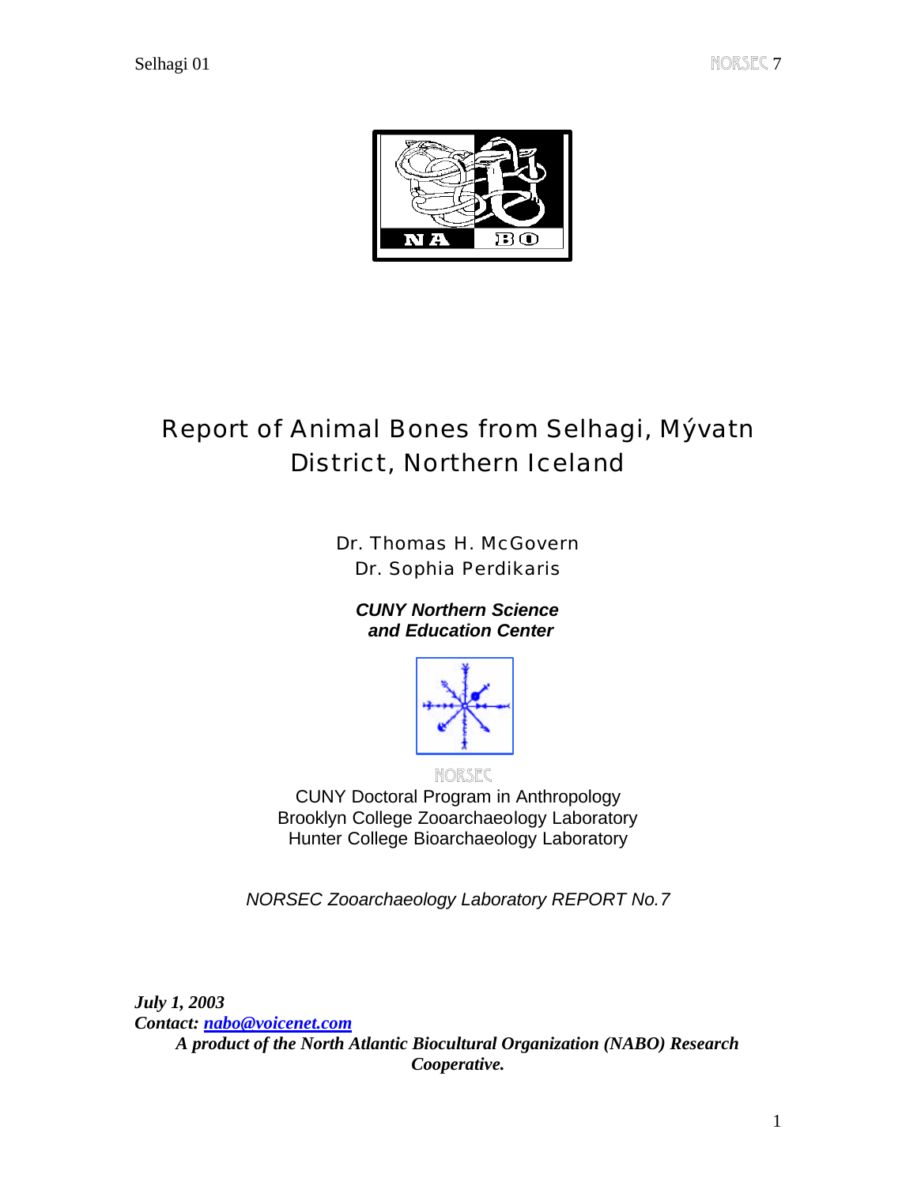# Report of Animal Bones from Selhagi, Mývatn District, Northern Iceland

Dr. Thomas H. McGovern
Dr. Sophia Perdikaris

***CUNY Northern Science and Education Center***

NORSEC

CUNY Doctoral Program in Anthropology
Brooklyn College Zooarchaeology Laboratory
Hunter College Bioarchaeology Laboratory

*NORSEC Zooarchaeology Laboratory REPORT No.7*

***July 1, 2003***
***Contact: nabo@voicenet.com***
***A product of the North Atlantic Biocultural Organization (NABO) Research Cooperative.***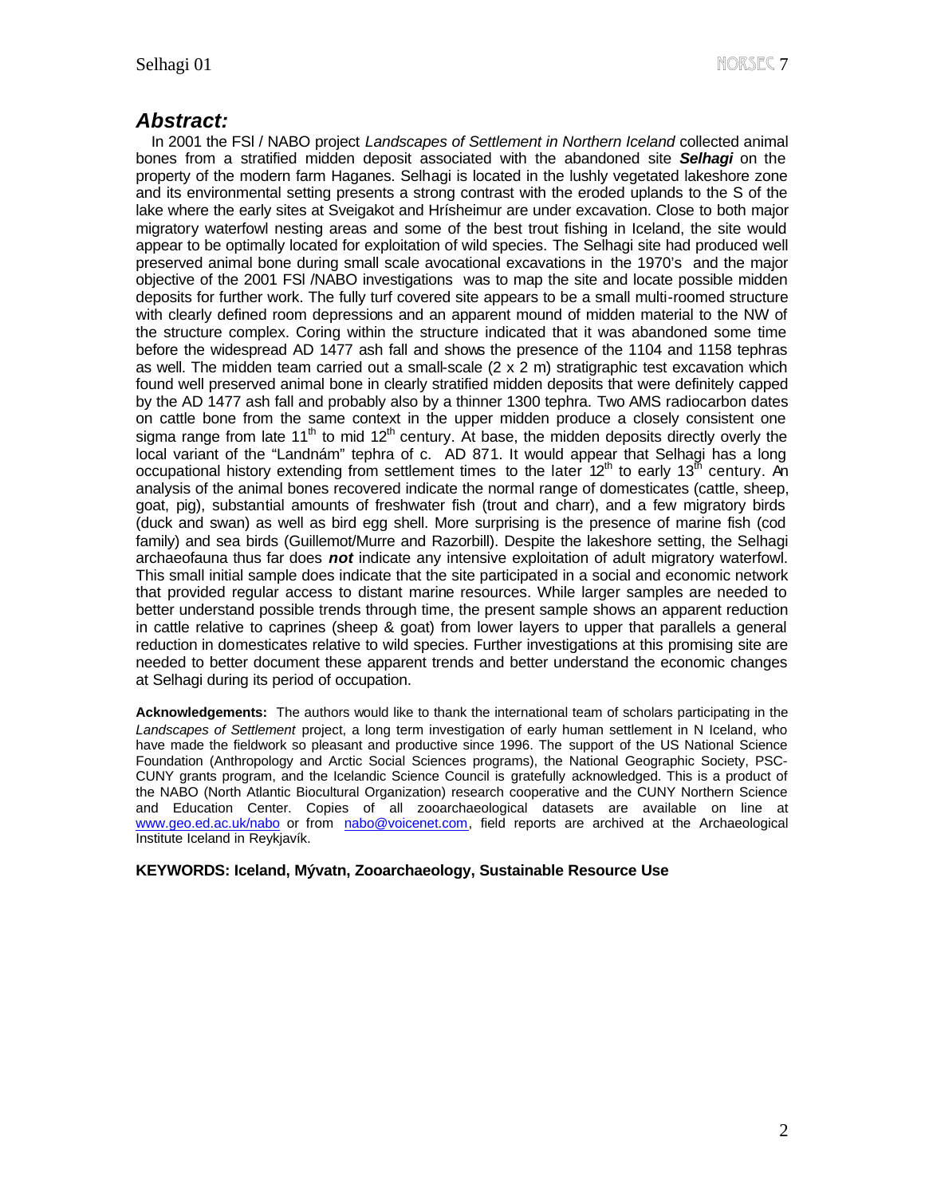## ***Abstract:***

In 2001 the FSI / NABO project *Landscapes of Settlement in Northern Iceland* collected animal bones from a stratified midden deposit associated with the abandoned site ***Selhagi*** on the property of the modern farm Haganes. Selhagi is located in the lushly vegetated lakeshore zone and its environmental setting presents a strong contrast with the eroded uplands to the S of the lake where the early sites at Sveigakot and Hrísheimur are under excavation. Close to both major migratory waterfowl nesting areas and some of the best trout fishing in Iceland, the site would appear to be optimally located for exploitation of wild species. The Selhagi site had produced well preserved animal bone during small scale avocational excavations in the 1970's and the major objective of the 2001 FSI /NABO investigations was to map the site and locate possible midden deposits for further work. The fully turf covered site appears to be a small multi-roomed structure with clearly defined room depressions and an apparent mound of midden material to the NW of the structure complex. Coring within the structure indicated that it was abandoned some time before the widespread AD 1477 ash fall and shows the presence of the 1104 and 1158 tephras as well. The midden team carried out a small-scale (2 x 2 m) stratigraphic test excavation which found well preserved animal bone in clearly stratified midden deposits that were definitely capped by the AD 1477 ash fall and probably also by a thinner 1300 tephra. Two AMS radiocarbon dates on cattle bone from the same context in the upper midden produce a closely consistent one sigma range from late 11th to mid 12th century. At base, the midden deposits directly overly the local variant of the "Landnám" tephra of c. AD 871. It would appear that Selhagi has a long occupational history extending from settlement times to the later 12th to early 13th century. An analysis of the animal bones recovered indicate the normal range of domesticates (cattle, sheep, goat, pig), substantial amounts of freshwater fish (trout and charr), and a few migratory birds (duck and swan) as well as bird egg shell. More surprising is the presence of marine fish (cod family) and sea birds (Guillemot/Murre and Razorbill). Despite the lakeshore setting, the Selhagi archaeofauna thus far does ***not*** indicate any intensive exploitation of adult migratory waterfowl. This small initial sample does indicate that the site participated in a social and economic network that provided regular access to distant marine resources. While larger samples are needed to better understand possible trends through time, the present sample shows an apparent reduction in cattle relative to caprines (sheep & goat) from lower layers to upper that parallels a general reduction in domesticates relative to wild species. Further investigations at this promising site are needed to better document these apparent trends and better understand the economic changes at Selhagi during its period of occupation.

**Acknowledgements:** The authors would like to thank the international team of scholars participating in the *Landscapes of Settlement* project, a long term investigation of early human settlement in N Iceland, who have made the fieldwork so pleasant and productive since 1996. The support of the US National Science Foundation (Anthropology and Arctic Social Sciences programs), the National Geographic Society, PSC-CUNY grants program, and the Icelandic Science Council is gratefully acknowledged. This is a product of the NABO (North Atlantic Biocultural Organization) research cooperative and the CUNY Northern Science and Education Center. Copies of all zooarchaeological datasets are available on line at www.geo.ed.ac.uk/nabo or from nabo@voicenet.com, field reports are archived at the Archaeological Institute Iceland in Reykjavík.

**KEYWORDS: Iceland, Mývatn, Zooarchaeology, Sustainable Resource Use**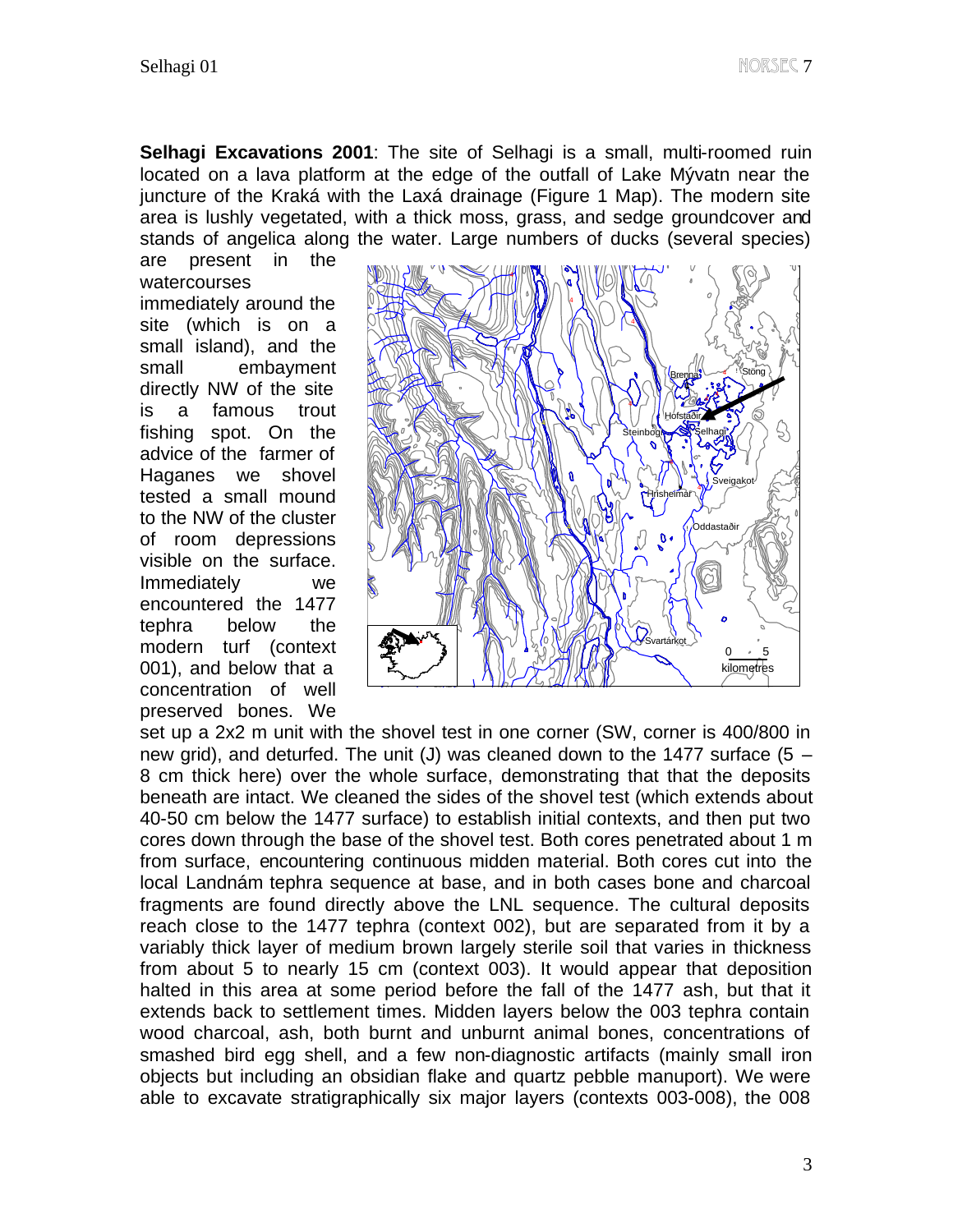**Selhagi Excavations 2001**: The site of Selhagi is a small, multi-roomed ruin located on a lava platform at the edge of the outfall of Lake Mývatn near the juncture of the Kraká with the Laxá drainage (Figure 1 Map). The modern site area is lushly vegetated, with a thick moss, grass, and sedge groundcover and stands of angelica along the water. Large numbers of ducks (several species) are present in the watercourses immediately around the site (which is on a small island), and the small embayment directly NW of the site is a famous trout fishing spot. On the advice of the farmer of Haganes we shovel tested a small mound to the NW of the cluster of room depressions visible on the surface. Immediately we encountered the 1477 tephra below the modern turf (context 001), and below that a concentration of well preserved bones. We set up a 2x2 m unit with the shovel test in one corner (SW, corner is 400/800 in new grid), and deturfed. The unit (J) was cleaned down to the 1477 surface (5 – 8 cm thick here) over the whole surface, demonstrating that that the deposits beneath are intact. We cleaned the sides of the shovel test (which extends about 40-50 cm below the 1477 surface) to establish initial contexts, and then put two cores down through the base of the shovel test. Both cores penetrated about 1 m from surface, encountering continuous midden material. Both cores cut into the local Landnám tephra sequence at base, and in both cases bone and charcoal fragments are found directly above the LNL sequence. The cultural deposits reach close to the 1477 tephra (context 002), but are separated from it by a variably thick layer of medium brown largely sterile soil that varies in thickness from about 5 to nearly 15 cm (context 003). It would appear that deposition halted in this area at some period before the fall of the 1477 ash, but that it extends back to settlement times. Midden layers below the 003 tephra contain wood charcoal, ash, both burnt and unburnt animal bones, concentrations of smashed bird egg shell, and a few non-diagnostic artifacts (mainly small iron objects but including an obsidian flake and quartz pebble manuport). We were able to excavate stratigraphically six major layers (contexts 003-008), the 008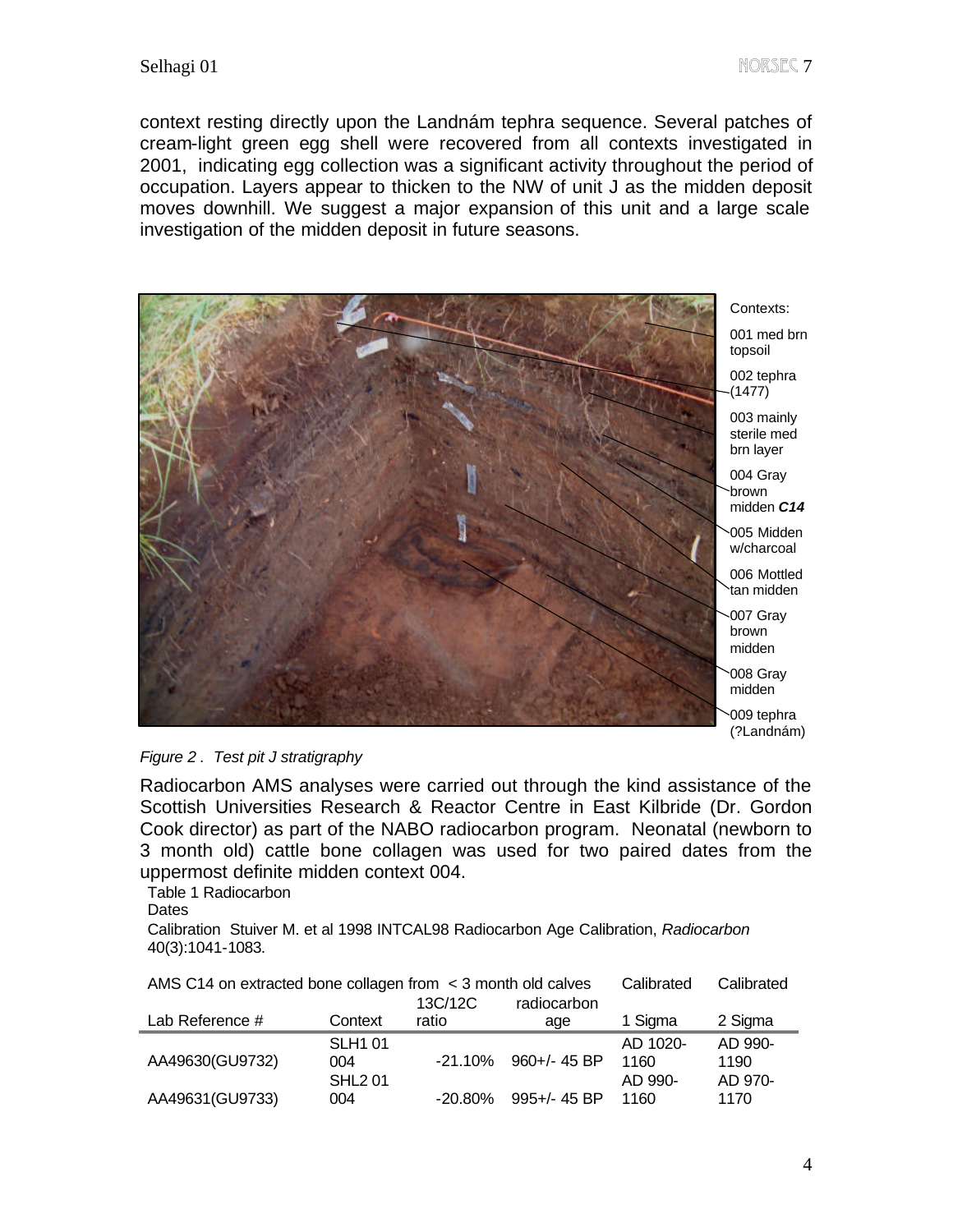context resting directly upon the Landnám tephra sequence. Several patches of cream-light green egg shell were recovered from all contexts investigated in 2001, indicating egg collection was a significant activity throughout the period of occupation. Layers appear to thicken to the NW of unit J as the midden deposit moves downhill. We suggest a major expansion of this unit and a large scale investigation of the midden deposit in future seasons.

Contexts:

001 med brn topsoil

002 tephra (1477)

003 mainly sterile med brn layer

004 Gray brown midden ***C14***

005 Midden w/charcoal

006 Mottled tan midden

007 Gray brown midden

008 Gray midden

009 tephra (?Landnám)

*Figure 2 . Test pit J stratigraphy*

Radiocarbon AMS analyses were carried out through the kind assistance of the Scottish Universities Research & Reactor Centre in East Kilbride (Dr. Gordon Cook director) as part of the NABO radiocarbon program. Neonatal (newborn to 3 month old) cattle bone collagen was used for two paired dates from the uppermost definite midden context 004.

Table 1 Radiocarbon Dates

Calibration Stuiver M. et al 1998 INTCAL98 Radiocarbon Age Calibration, *Radiocarbon* 40(3):1041-1083.

AMS C14 on extracted bone collagen from < 3 month old calves

| Lab Reference # | Context | 13C/12C ratio | radiocarbon age | Calibrated 1 Sigma | Calibrated 2 Sigma |
|---|---|---|---|---|---|
| AA49630(GU9732) | SLH1 01 004 | -21.10% | 960+/- 45 BP | AD 1020-1160 | AD 990-1190 |
| AA49631(GU9733) | SHL2 01 004 | -20.80% | 995+/- 45 BP | AD 990-1160 | AD 970-1170 |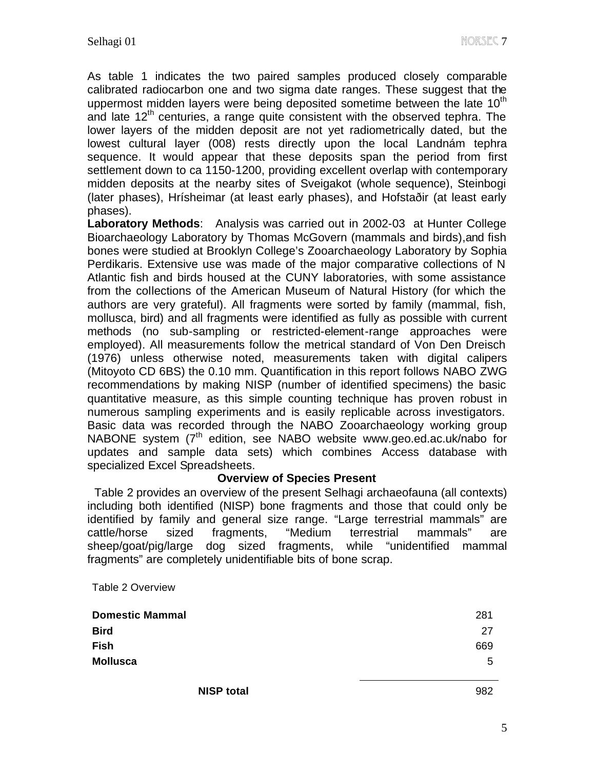As table 1 indicates the two paired samples produced closely comparable calibrated radiocarbon one and two sigma date ranges. These suggest that the uppermost midden layers were being deposited sometime between the late 10th and late 12th centuries, a range quite consistent with the observed tephra. The lower layers of the midden deposit are not yet radiometrically dated, but the lowest cultural layer (008) rests directly upon the local Landnám tephra sequence. It would appear that these deposits span the period from first settlement down to ca 1150-1200, providing excellent overlap with contemporary midden deposits at the nearby sites of Sveigakot (whole sequence), Steinbogi (later phases), Hrísheimar (at least early phases), and Hofstaðir (at least early phases).

**Laboratory Methods**: Analysis was carried out in 2002-03 at Hunter College Bioarchaeology Laboratory by Thomas McGovern (mammals and birds), and fish bones were studied at Brooklyn College's Zooarchaeology Laboratory by Sophia Perdikaris. Extensive use was made of the major comparative collections of N Atlantic fish and birds housed at the CUNY laboratories, with some assistance from the collections of the American Museum of Natural History (for which the authors are very grateful). All fragments were sorted by family (mammal, fish, mollusca, bird) and all fragments were identified as fully as possible with current methods (no sub-sampling or restricted-element-range approaches were employed). All measurements follow the metrical standard of Von Den Dreisch (1976) unless otherwise noted, measurements taken with digital calipers (Mitoyoto CD 6BS) the 0.10 mm. Quantification in this report follows NABO ZWG recommendations by making NISP (number of identified specimens) the basic quantitative measure, as this simple counting technique has proven robust in numerous sampling experiments and is easily replicable across investigators. Basic data was recorded through the NABO Zooarchaeology working group NABONE system (7th edition, see NABO website www.geo.ed.ac.uk/nabo for updates and sample data sets) which combines Access database with specialized Excel Spreadsheets.

## Overview of Species Present

Table 2 provides an overview of the present Selhagi archaeofauna (all contexts) including both identified (NISP) bone fragments and those that could only be identified by family and general size range. "Large terrestrial mammals" are cattle/horse sized fragments, "Medium terrestrial mammals" are sheep/goat/pig/large dog sized fragments, while "unidentified mammal fragments" are completely unidentifiable bits of bone scrap.

Table 2 Overview

| | |
|---|---|
| **Domestic Mammal** | 281 |
| **Bird** | 27 |
| **Fish** | 669 |
| **Mollusca** | 5 |
| **NISP total** | 982 |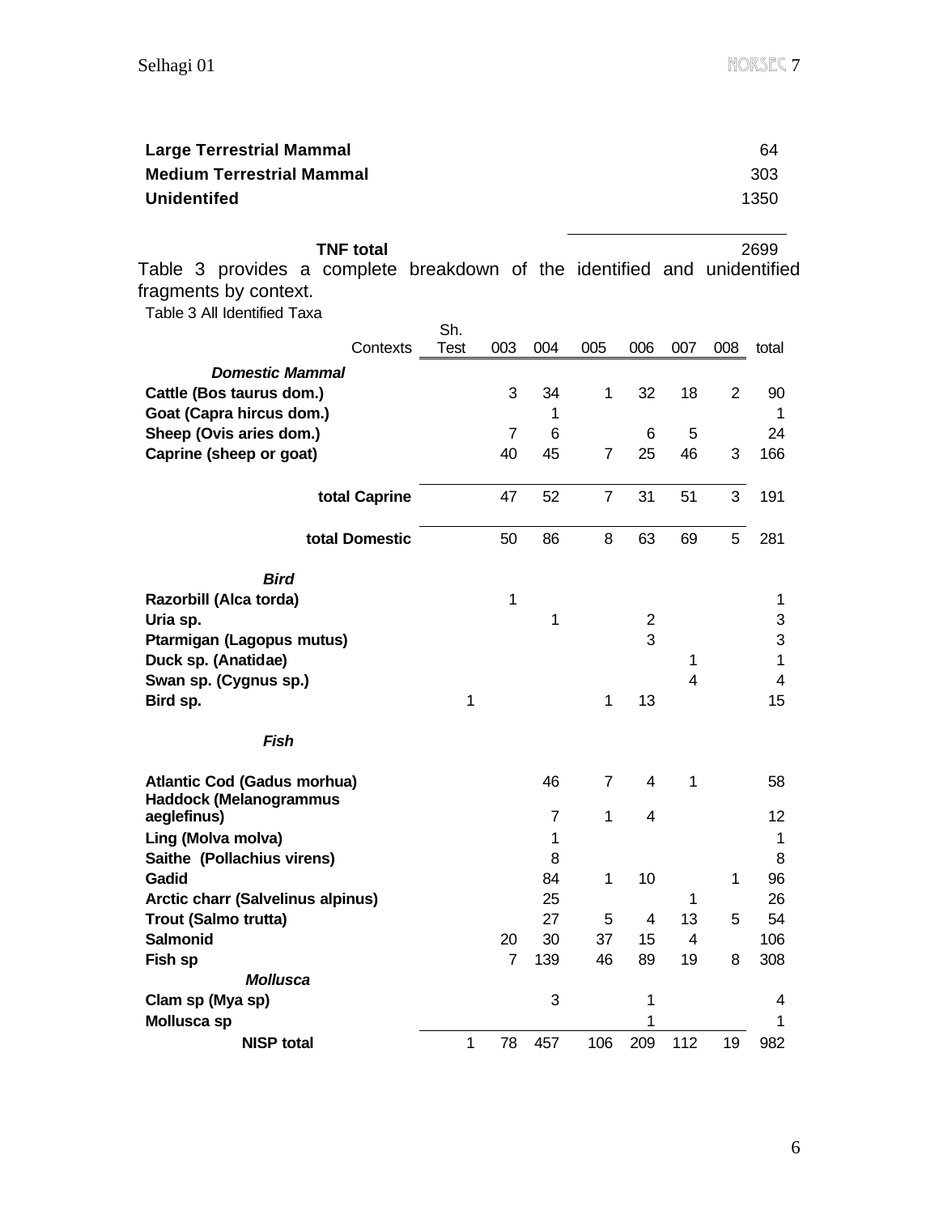| | |
|---|---|
| **Large Terrestrial Mammal** | 64 |
| **Medium Terrestrial Mammal** | 303 |
| **Unidentifed** | 1350 |
| **TNF total** | 2699 |

Table 3 provides a complete breakdown of the identified and unidentified fragments by context.

Table 3 All Identified Taxa

| Contexts | Sh. Test | 003 | 004 | 005 | 006 | 007 | 008 | total |
|---|---|---|---|---|---|---|---|---|
| ***Domestic Mammal*** | | | | | | | | |
| **Cattle (Bos taurus dom.)** | | 3 | 34 | 1 | 32 | 18 | 2 | 90 |
| **Goat (Capra hircus dom.)** | | | 1 | | | | | 1 |
| **Sheep (Ovis aries dom.)** | | 7 | 6 | | 6 | 5 | | 24 |
| **Caprine (sheep or goat)** | | 40 | 45 | 7 | 25 | 46 | 3 | 166 |
| **total Caprine** | | 47 | 52 | 7 | 31 | 51 | 3 | 191 |
| **total Domestic** | | 50 | 86 | 8 | 63 | 69 | 5 | 281 |
| ***Bird*** | | | | | | | | |
| **Razorbill (Alca torda)** | | 1 | | | | | | 1 |
| **Uria sp.** | | | 1 | | 2 | | | 3 |
| **Ptarmigan (Lagopus mutus)** | | | | | 3 | | | 3 |
| **Duck sp. (Anatidae)** | | | | | | 1 | | 1 |
| **Swan sp. (Cygnus sp.)** | | | | | | 4 | | 4 |
| **Bird sp.** | 1 | | | 1 | 13 | | | 15 |
| ***Fish*** | | | | | | | | |
| **Atlantic Cod (Gadus morhua)** | | | 46 | 7 | 4 | 1 | | 58 |
| **Haddock (Melanogrammus aeglefinus)** | | | 7 | 1 | 4 | | | 12 |
| **Ling (Molva molva)** | | | 1 | | | | | 1 |
| **Saithe (Pollachius virens)** | | | 8 | | | | | 8 |
| **Gadid** | | | 84 | 1 | 10 | | 1 | 96 |
| **Arctic charr (Salvelinus alpinus)** | | | 25 | | | 1 | | 26 |
| **Trout (Salmo trutta)** | | | 27 | 5 | 4 | 13 | 5 | 54 |
| **Salmonid** | | 20 | 30 | 37 | 15 | 4 | | 106 |
| **Fish sp** | | 7 | 139 | 46 | 89 | 19 | 8 | 308 |
| ***Mollusca*** | | | | | | | | |
| **Clam sp (Mya sp)** | | | 3 | | 1 | | | 4 |
| **Mollusca sp** | | | | | 1 | | | 1 |
| **NISP total** | 1 | 78 | 457 | 106 | 209 | 112 | 19 | 982 |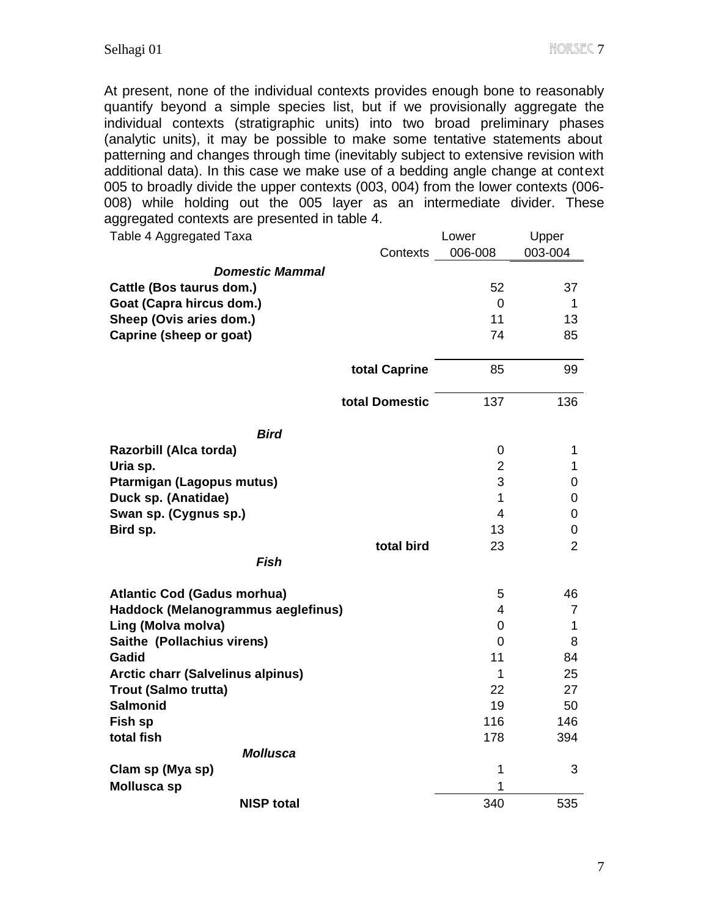At present, none of the individual contexts provides enough bone to reasonably quantify beyond a simple species list, but if we provisionally aggregate the individual contexts (stratigraphic units) into two broad preliminary phases (analytic units), it may be possible to make some tentative statements about patterning and changes through time (inevitably subject to extensive revision with additional data). In this case we make use of a bedding angle change at context 005 to broadly divide the upper contexts (003, 004) from the lower contexts (006-008) while holding out the 005 layer as an intermediate divider. These aggregated contexts are presented in table 4.

| Table 4 Aggregated Taxa | Lower | Upper |
|---|---|---|
| Contexts | 006-008 | 003-004 |
| ***Domestic Mammal*** | | |
| **Cattle (Bos taurus dom.)** | 52 | 37 |
| **Goat (Capra hircus dom.)** | 0 | 1 |
| **Sheep (Ovis aries dom.)** | 11 | 13 |
| **Caprine (sheep or goat)** | 74 | 85 |
| **total Caprine** | 85 | 99 |
| **total Domestic** | 137 | 136 |
| ***Bird*** | | |
| **Razorbill (Alca torda)** | 0 | 1 |
| **Uria sp.** | 2 | 1 |
| **Ptarmigan (Lagopus mutus)** | 3 | 0 |
| **Duck sp. (Anatidae)** | 1 | 0 |
| **Swan sp. (Cygnus sp.)** | 4 | 0 |
| **Bird sp.** | 13 | 0 |
| **total bird** | 23 | 2 |
| ***Fish*** | | |
| **Atlantic Cod (Gadus morhua)** | 5 | 46 |
| **Haddock (Melanogrammus aeglefinus)** | 4 | 7 |
| **Ling (Molva molva)** | 0 | 1 |
| **Saithe (Pollachius virens)** | 0 | 8 |
| **Gadid** | 11 | 84 |
| **Arctic charr (Salvelinus alpinus)** | 1 | 25 |
| **Trout (Salmo trutta)** | 22 | 27 |
| **Salmonid** | 19 | 50 |
| **Fish sp** | 116 | 146 |
| **total fish** | 178 | 394 |
| ***Mollusca*** | | |
| **Clam sp (Mya sp)** | 1 | 3 |
| **Mollusca sp** | 1 | |
| **NISP total** | 340 | 535 |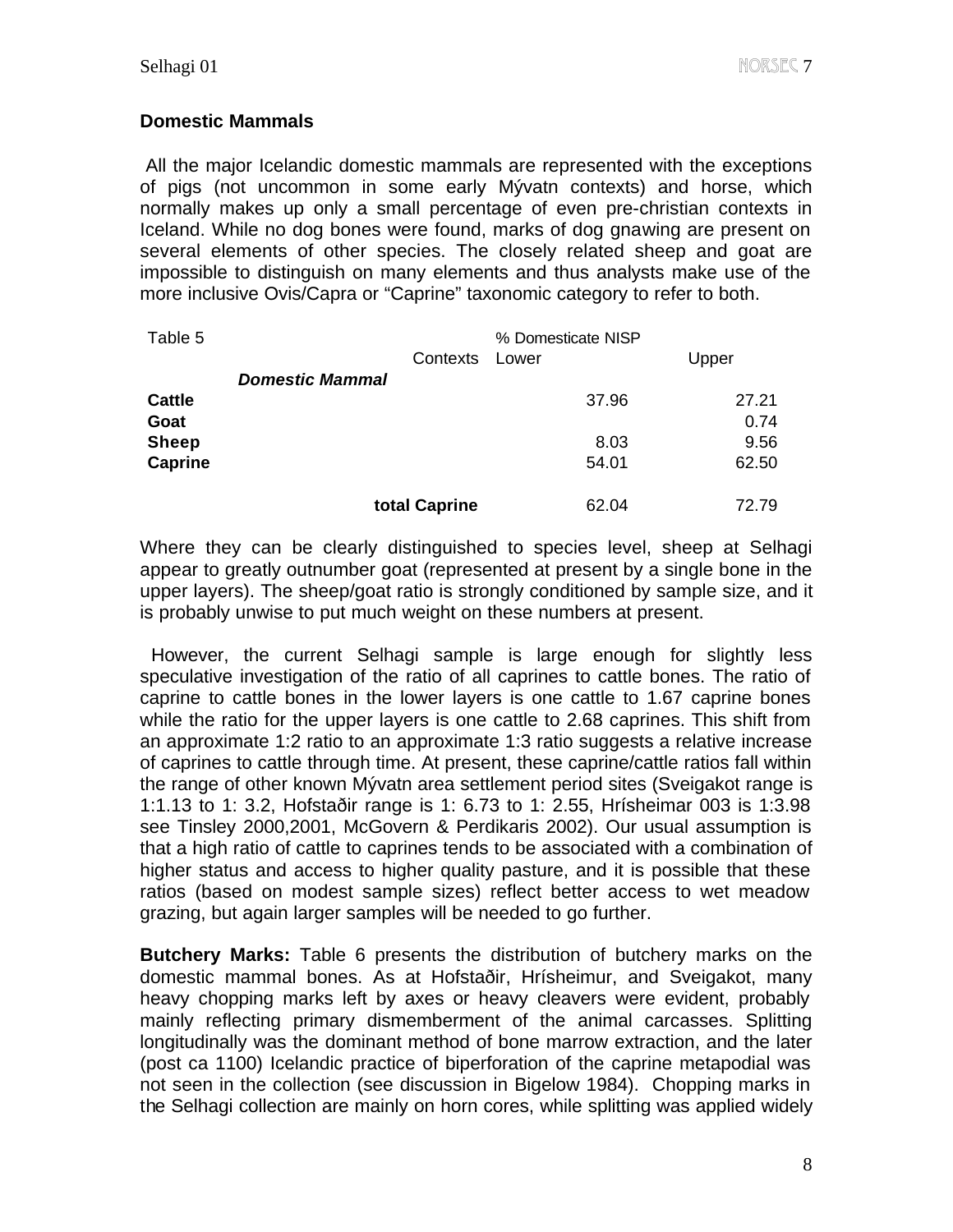## Domestic Mammals

All the major Icelandic domestic mammals are represented with the exceptions of pigs (not uncommon in some early Mývatn contexts) and horse, which normally makes up only a small percentage of even pre-christian contexts in Iceland. While no dog bones were found, marks of dog gnawing are present on several elements of other species. The closely related sheep and goat are impossible to distinguish on many elements and thus analysts make use of the more inclusive Ovis/Capra or "Caprine" taxonomic category to refer to both.

| Table 5 | | % Domesticate NISP | |
|---|---|---|---|
| | Contexts | Lower | Upper |
| ***Domestic Mammal*** | | | |
| **Cattle** | | 37.96 | 27.21 |
| **Goat** | | | 0.74 |
| **Sheep** | | 8.03 | 9.56 |
| **Caprine** | | 54.01 | 62.50 |
| | **total Caprine** | 62.04 | 72.79 |

Where they can be clearly distinguished to species level, sheep at Selhagi appear to greatly outnumber goat (represented at present by a single bone in the upper layers). The sheep/goat ratio is strongly conditioned by sample size, and it is probably unwise to put much weight on these numbers at present.

However, the current Selhagi sample is large enough for slightly less speculative investigation of the ratio of all caprines to cattle bones. The ratio of caprine to cattle bones in the lower layers is one cattle to 1.67 caprine bones while the ratio for the upper layers is one cattle to 2.68 caprines. This shift from an approximate 1:2 ratio to an approximate 1:3 ratio suggests a relative increase of caprines to cattle through time. At present, these caprine/cattle ratios fall within the range of other known Mývatn area settlement period sites (Sveigakot range is 1:1.13 to 1: 3.2, Hofstaðir range is 1: 6.73 to 1: 2.55, Hrísheimar 003 is 1:3.98 see Tinsley 2000,2001, McGovern & Perdikaris 2002). Our usual assumption is that a high ratio of cattle to caprines tends to be associated with a combination of higher status and access to higher quality pasture, and it is possible that these ratios (based on modest sample sizes) reflect better access to wet meadow grazing, but again larger samples will be needed to go further.

**Butchery Marks:** Table 6 presents the distribution of butchery marks on the domestic mammal bones. As at Hofstaðir, Hrísheimur, and Sveigakot, many heavy chopping marks left by axes or heavy cleavers were evident, probably mainly reflecting primary dismemberment of the animal carcasses. Splitting longitudinally was the dominant method of bone marrow extraction, and the later (post ca 1100) Icelandic practice of biperforation of the caprine metapodial was not seen in the collection (see discussion in Bigelow 1984). Chopping marks in the Selhagi collection are mainly on horn cores, while splitting was applied widely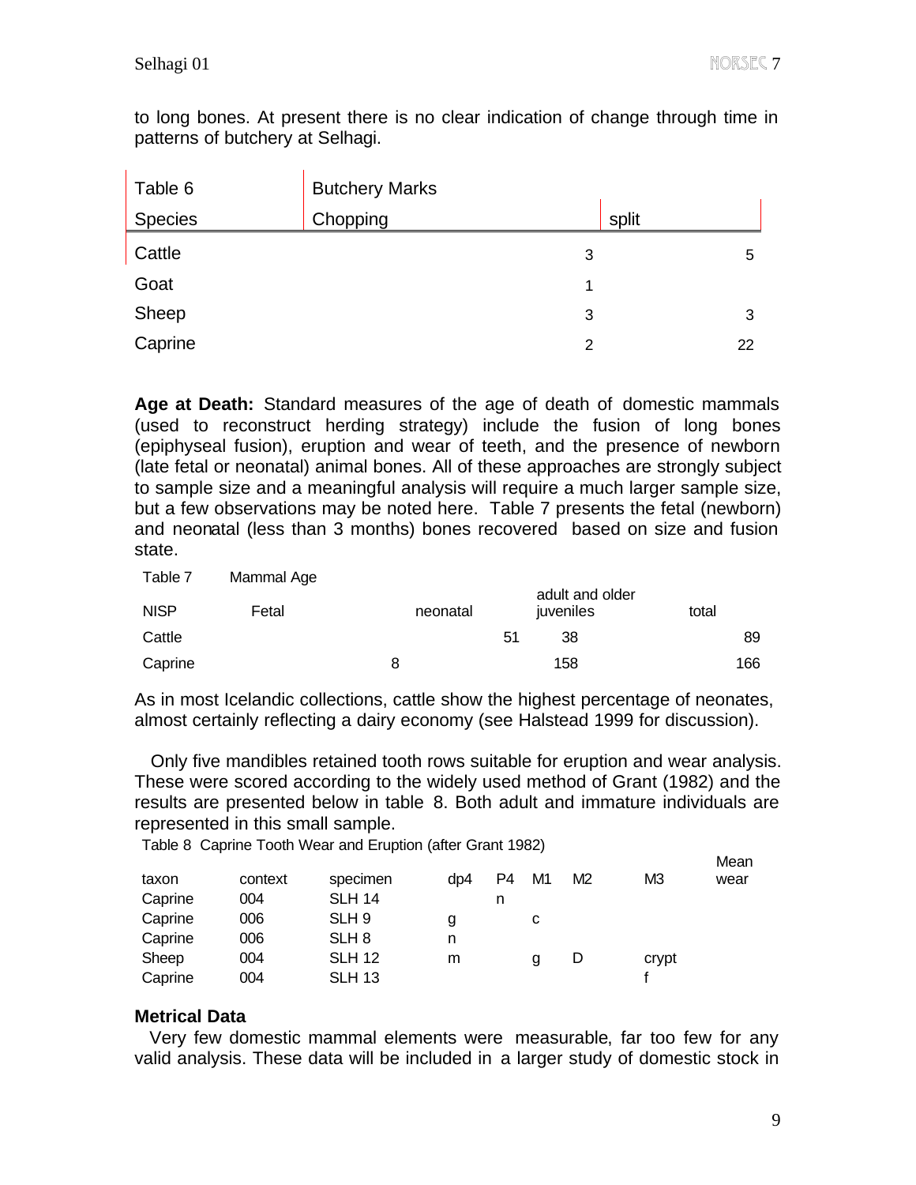to long bones. At present there is no clear indication of change through time in patterns of butchery at Selhagi.

| Table 6 | Butchery Marks | |
|---|---|---|
| Species | Chopping | split |
| Cattle | 3 | 5 |
| Goat | 1 | |
| Sheep | 3 | 3 |
| Caprine | 2 | 22 |

**Age at Death:** Standard measures of the age of death of domestic mammals (used to reconstruct herding strategy) include the fusion of long bones (epiphyseal fusion), eruption and wear of teeth, and the presence of newborn (late fetal or neonatal) animal bones. All of these approaches are strongly subject to sample size and a meaningful analysis will require a much larger sample size, but a few observations may be noted here. Table 7 presents the fetal (newborn) and neonatal (less than 3 months) bones recovered based on size and fusion state.

| Table 7 | Mammal Age | | | |
|---|---|---|---|---|
| NISP | Fetal | neonatal | adult and older juveniles | total |
| Cattle | | 51 | 38 | 89 |
| Caprine | | 8 | 158 | 166 |

As in most Icelandic collections, cattle show the highest percentage of neonates, almost certainly reflecting a dairy economy (see Halstead 1999 for discussion).

Only five mandibles retained tooth rows suitable for eruption and wear analysis. These were scored according to the widely used method of Grant (1982) and the results are presented below in table 8. Both adult and immature individuals are represented in this small sample.

Table 8 Caprine Tooth Wear and Eruption (after Grant 1982)

| taxon | context | specimen | dp4 | P4 | M1 | M2 | M3 | Mean wear |
|---|---|---|---|---|---|---|---|---|
| Caprine | 004 | SLH 14 | | n | | | | |
| Caprine | 006 | SLH 9 | g | | c | | | |
| Caprine | 006 | SLH 8 | n | | | | | |
| Sheep | 004 | SLH 12 | m | | g | D | crypt | |
| Caprine | 004 | SLH 13 | | | | | f | |

### Metrical Data

Very few domestic mammal elements were measurable, far too few for any valid analysis. These data will be included in a larger study of domestic stock in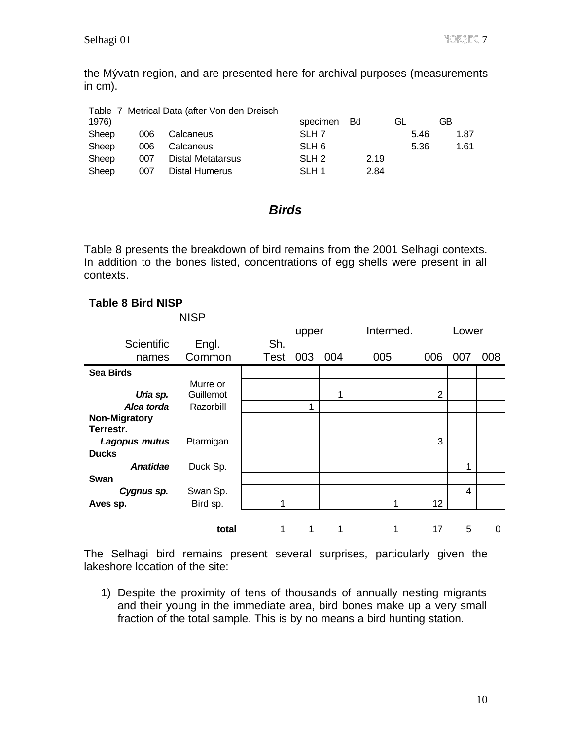the Mývatn region, and are presented here for archival purposes (measurements in cm).

| Table 7 Metrical Data (after Von den Dreisch 1976) | | | specimen | Bd | GL | GB |
|---|---|---|---|---|---|---|
| Sheep | 006 | Calcaneus | SLH 7 | | 5.46 | 1.87 |
| Sheep | 006 | Calcaneus | SLH 6 | | 5.36 | 1.61 |
| Sheep | 007 | Distal Metatarsus | SLH 2 | 2.19 | | |
| Sheep | 007 | Distal Humerus | SLH 1 | 2.84 | | |

## *Birds*

Table 8 presents the breakdown of bird remains from the 2001 Selhagi contexts. In addition to the bones listed, concentrations of egg shells were present in all contexts.

**Table 8 Bird NISP**

| | NISP | | upper | | Intermed. | Lower | | |
|---|---|---|---|---|---|---|---|---|
| Scientific names | Engl. Common | Sh. Test | 003 | 004 | 005 | 006 | 007 | 008 |
| **Sea Birds** | | | | | | | | |
| ***Uria sp.*** | Murre or Guillemot | | | 1 | | 2 | | |
| ***Alca torda*** | Razorbill | | 1 | | | | | |
| **Non-Migratory Terrestr.** | | | | | | | | |
| ***Lagopus mutus*** | Ptarmigan | | | | | 3 | | |
| **Ducks** | | | | | | | | |
| ***Anatidae*** | Duck Sp. | | | | | | 1 | |
| **Swan** | | | | | | | | |
| ***Cygnus sp.*** | Swan Sp. | | | | | | 4 | |
| **Aves sp.** | Bird sp. | 1 | | | 1 | 12 | | |
| | **total** | 1 | 1 | 1 | 1 | 17 | 5 | 0 |

The Selhagi bird remains present several surprises, particularly given the lakeshore location of the site:

1) Despite the proximity of tens of thousands of annually nesting migrants and their young in the immediate area, bird bones make up a very small fraction of the total sample. This is by no means a bird hunting station.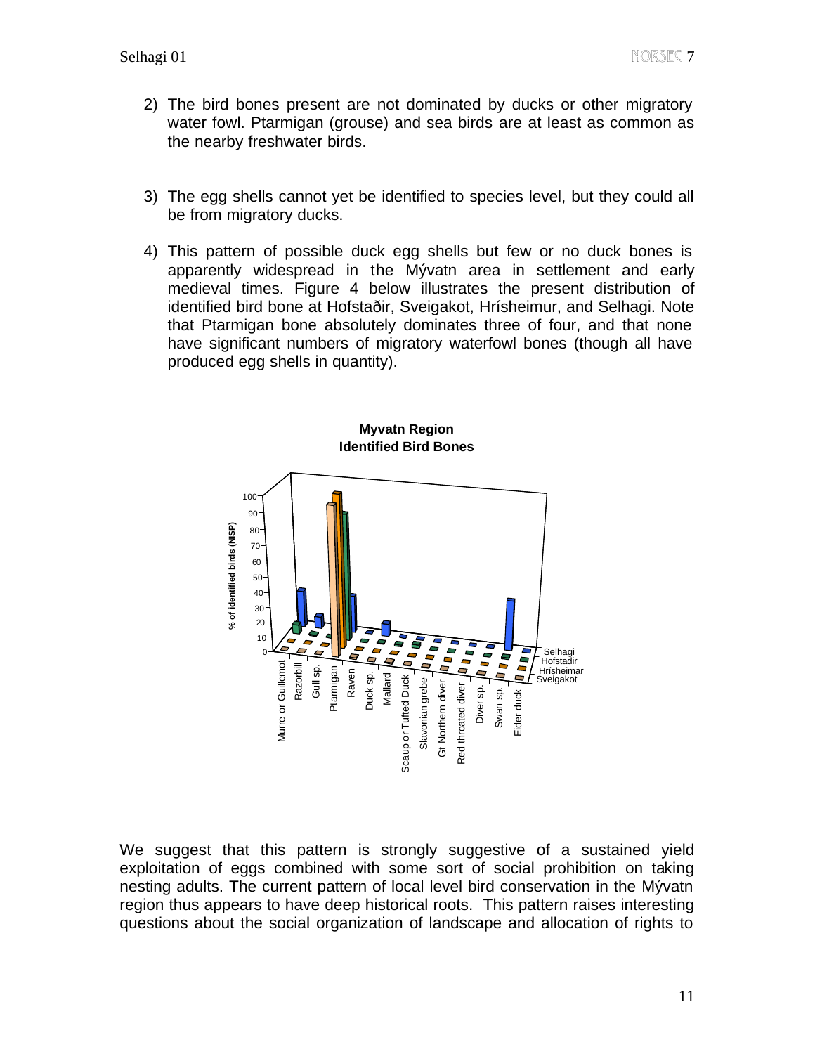2) The bird bones present are not dominated by ducks or other migratory water fowl. Ptarmigan (grouse) and sea birds are at least as common as the nearby freshwater birds.

3) The egg shells cannot yet be identified to species level, but they could all be from migratory ducks.

4) This pattern of possible duck egg shells but few or no duck bones is apparently widespread in the Mývatn area in settlement and early medieval times. Figure 4 below illustrates the present distribution of identified bird bone at Hofstaðir, Sveigakot, Hrísheimur, and Selhagi. Note that Ptarmigan bone absolutely dominates three of four, and that none have significant numbers of migratory waterfowl bones (though all have produced egg shells in quantity).

**Myvatn Region**
**Identified Bird Bones**

We suggest that this pattern is strongly suggestive of a sustained yield exploitation of eggs combined with some sort of social prohibition on taking nesting adults. The current pattern of local level bird conservation in the Mývatn region thus appears to have deep historical roots. This pattern raises interesting questions about the social organization of landscape and allocation of rights to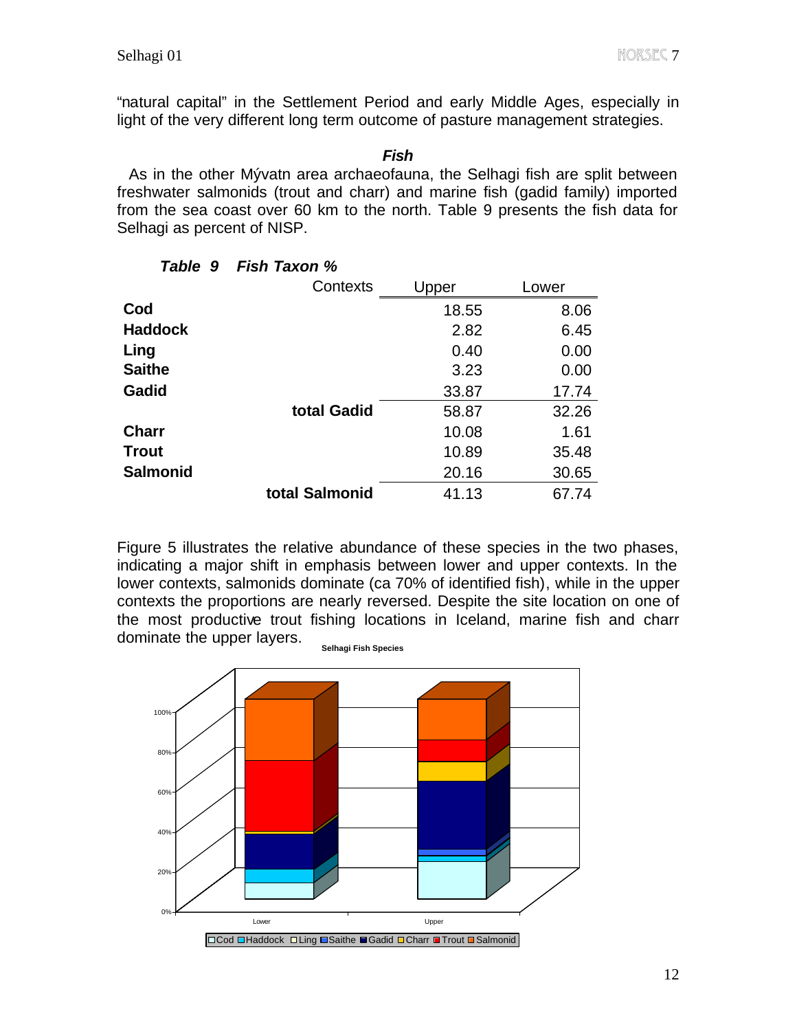"natural capital" in the Settlement Period and early Middle Ages, especially in light of the very different long term outcome of pasture management strategies.

### *Fish*

As in the other Mývatn area archaeofauna, the Selhagi fish are split between freshwater salmonids (trout and charr) and marine fish (gadid family) imported from the sea coast over 60 km to the north. Table 9 presents the fish data for Selhagi as percent of NISP.

***Table 9 Fish Taxon %***

| | Contexts | Upper | Lower |
|---|---|---|---|
| **Cod** | | 18.55 | 8.06 |
| **Haddock** | | 2.82 | 6.45 |
| **Ling** | | 0.40 | 0.00 |
| **Saithe** | | 3.23 | 0.00 |
| **Gadid** | | 33.87 | 17.74 |
| | **total Gadid** | 58.87 | 32.26 |
| **Charr** | | 10.08 | 1.61 |
| **Trout** | | 10.89 | 35.48 |
| **Salmonid** | | 20.16 | 30.65 |
| | **total Salmonid** | 41.13 | 67.74 |

Figure 5 illustrates the relative abundance of these species in the two phases, indicating a major shift in emphasis between lower and upper contexts. In the lower contexts, salmonids dominate (ca 70% of identified fish), while in the upper contexts the proportions are nearly reversed. Despite the site location on one of the most productive trout fishing locations in Iceland, marine fish and charr dominate the upper layers.

**Selhagi Fish Species**

Cod, Haddock, Ling, Saithe, Gadid, Charr, Trout, Salmonid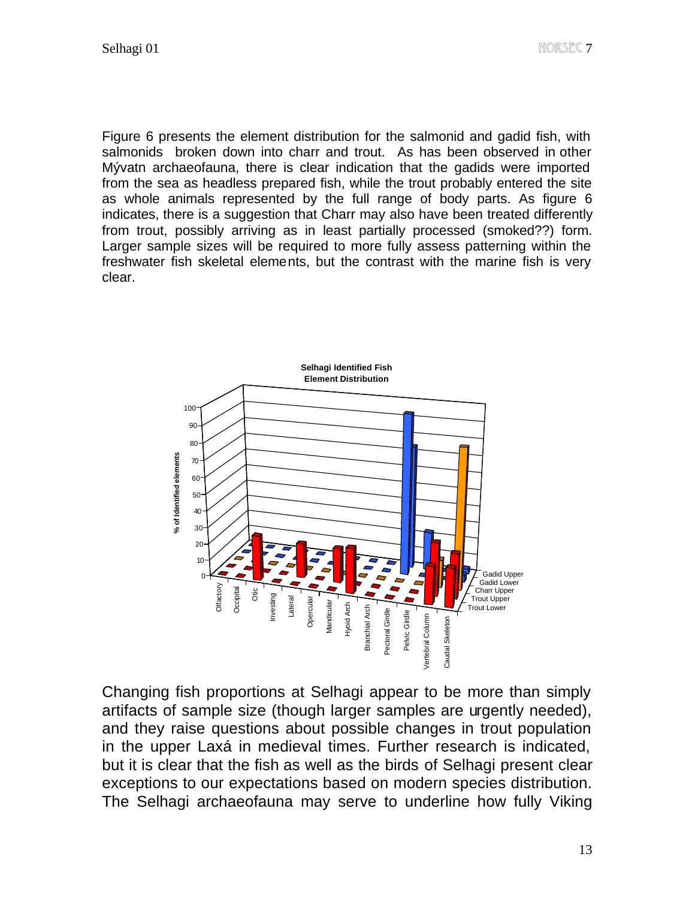Figure 6 presents the element distribution for the salmonid and gadid fish, with salmonids broken down into charr and trout. As has been observed in other Mývatn archaeofauna, there is clear indication that the gadids were imported from the sea as headless prepared fish, while the trout probably entered the site as whole animals represented by the full range of body parts. As figure 6 indicates, there is a suggestion that Charr may also have been treated differently from trout, possibly arriving as in least partially processed (smoked??) form. Larger sample sizes will be required to more fully assess patterning within the freshwater fish skeletal elements, but the contrast with the marine fish is very clear.

Changing fish proportions at Selhagi appear to be more than simply artifacts of sample size (though larger samples are urgently needed), and they raise questions about possible changes in trout population in the upper Laxá in medieval times. Further research is indicated, but it is clear that the fish as well as the birds of Selhagi present clear exceptions to our expectations based on modern species distribution. The Selhagi archaeofauna may serve to underline how fully Viking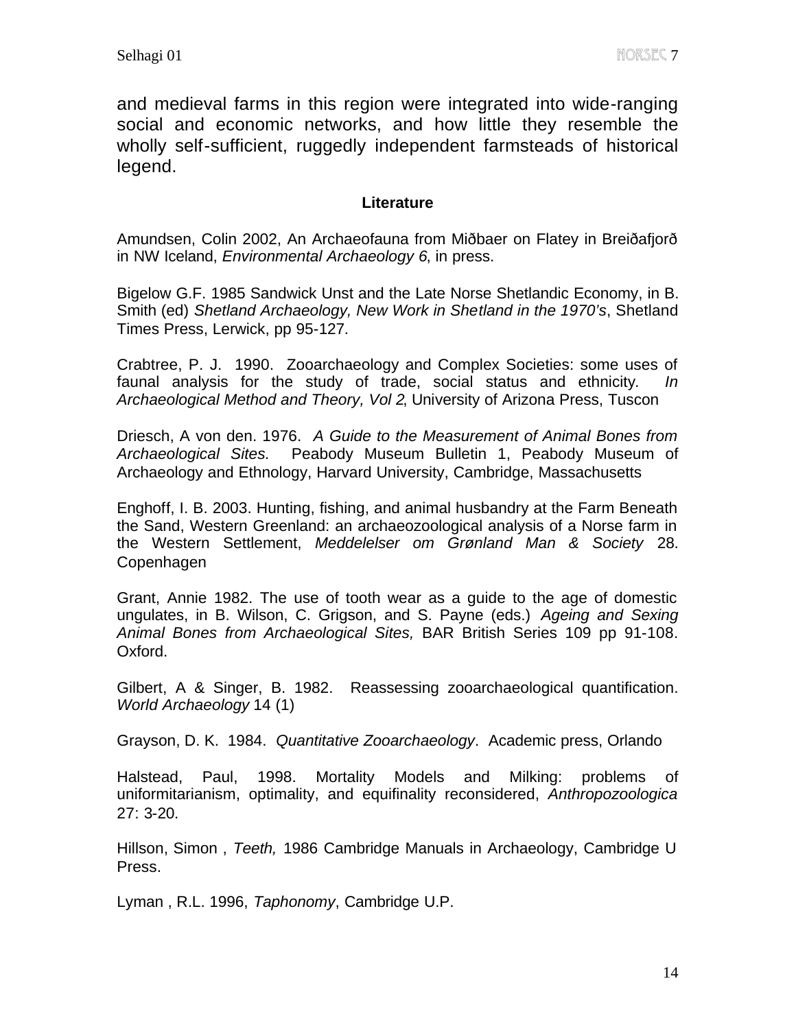and medieval farms in this region were integrated into wide-ranging social and economic networks, and how little they resemble the wholly self-sufficient, ruggedly independent farmsteads of historical legend.

**Literature**

Amundsen, Colin 2002, An Archaeofauna from Miðbaer on Flatey in Breiðafjorð in NW Iceland, *Environmental Archaeology 6*, in press.

Bigelow G.F. 1985 Sandwick Unst and the Late Norse Shetlandic Economy, in B. Smith (ed) *Shetland Archaeology, New Work in Shetland in the 1970's*, Shetland Times Press, Lerwick, pp 95-127.

Crabtree, P. J. 1990. Zooarchaeology and Complex Societies: some uses of faunal analysis for the study of trade, social status and ethnicity. *In Archaeological Method and Theory, Vol 2*, University of Arizona Press, Tuscon

Driesch, A von den. 1976. *A Guide to the Measurement of Animal Bones from Archaeological Sites.* Peabody Museum Bulletin 1, Peabody Museum of Archaeology and Ethnology, Harvard University, Cambridge, Massachusetts

Enghoff, I. B. 2003. Hunting, fishing, and animal husbandry at the Farm Beneath the Sand, Western Greenland: an archaeozoological analysis of a Norse farm in the Western Settlement, *Meddelelser om Grønland Man & Society* 28. Copenhagen

Grant, Annie 1982. The use of tooth wear as a guide to the age of domestic ungulates, in B. Wilson, C. Grigson, and S. Payne (eds.) *Ageing and Sexing Animal Bones from Archaeological Sites,* BAR British Series 109 pp 91-108. Oxford.

Gilbert, A & Singer, B. 1982. Reassessing zooarchaeological quantification. *World Archaeology* 14 (1)

Grayson, D. K. 1984. *Quantitative Zooarchaeology*. Academic press, Orlando

Halstead, Paul, 1998. Mortality Models and Milking: problems of uniformitarianism, optimality, and equifinality reconsidered, *Anthropozoologica* 27: 3-20.

Hillson, Simon , *Teeth,* 1986 Cambridge Manuals in Archaeology, Cambridge U Press.

Lyman , R.L. 1996, *Taphonomy*, Cambridge U.P.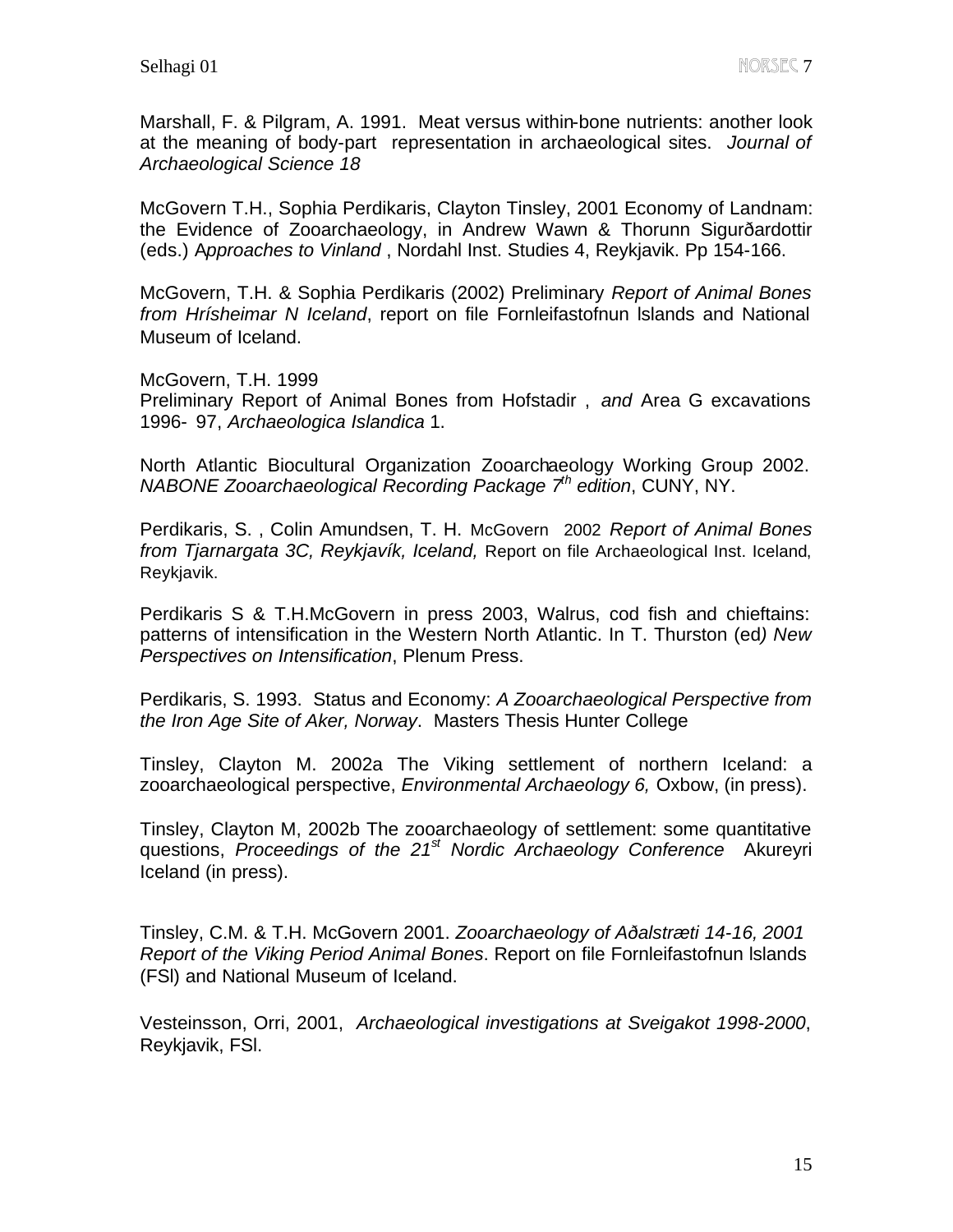Marshall, F. & Pilgram, A. 1991. Meat versus within-bone nutrients: another look at the meaning of body-part representation in archaeological sites. *Journal of Archaeological Science 18*

McGovern T.H., Sophia Perdikaris, Clayton Tinsley, 2001 Economy of Landnam: the Evidence of Zooarchaeology, in Andrew Wawn & Thorunn Sigurðardottir (eds.) A*pproaches to Vinland* , Nordahl Inst. Studies 4, Reykjavik. Pp 154-166.

McGovern, T.H. & Sophia Perdikaris (2002) Preliminary *Report of Animal Bones from Hrísheimar N Iceland*, report on file Fornleifastofnun Islands and National Museum of Iceland.

McGovern, T.H. 1999
Preliminary Report of Animal Bones from Hofstadir , *and* Area G excavations 1996- 97, *Archaeologica Islandica* 1.

North Atlantic Biocultural Organization Zooarchaeology Working Group 2002. *NABONE Zooarchaeological Recording Package 7th edition*, CUNY, NY.

Perdikaris, S. , Colin Amundsen, T. H. McGovern 2002 *Report of Animal Bones from Tjarnargata 3C, Reykjavík, Iceland,* Report on file Archaeological Inst. Iceland, Reykjavik.

Perdikaris S & T.H.McGovern in press 2003, Walrus, cod fish and chieftains: patterns of intensification in the Western North Atlantic. In T. Thurston (ed*) New Perspectives on Intensification*, Plenum Press.

Perdikaris, S. 1993. Status and Economy: *A Zooarchaeological Perspective from the Iron Age Site of Aker, Norway*. Masters Thesis Hunter College

Tinsley, Clayton M. 2002a The Viking settlement of northern Iceland: a zooarchaeological perspective, *Environmental Archaeology 6,* Oxbow, (in press).

Tinsley, Clayton M, 2002b The zooarchaeology of settlement: some quantitative questions, *Proceedings of the 21st Nordic Archaeology Conference* Akureyri Iceland (in press).

Tinsley, C.M. & T.H. McGovern 2001. *Zooarchaeology of Aðalstræti 14-16, 2001 Report of the Viking Period Animal Bones*. Report on file Fornleifastofnun Islands (FSI) and National Museum of Iceland.

Vesteinsson, Orri, 2001, *Archaeological investigations at Sveigakot 1998-2000*, Reykjavik, FSI.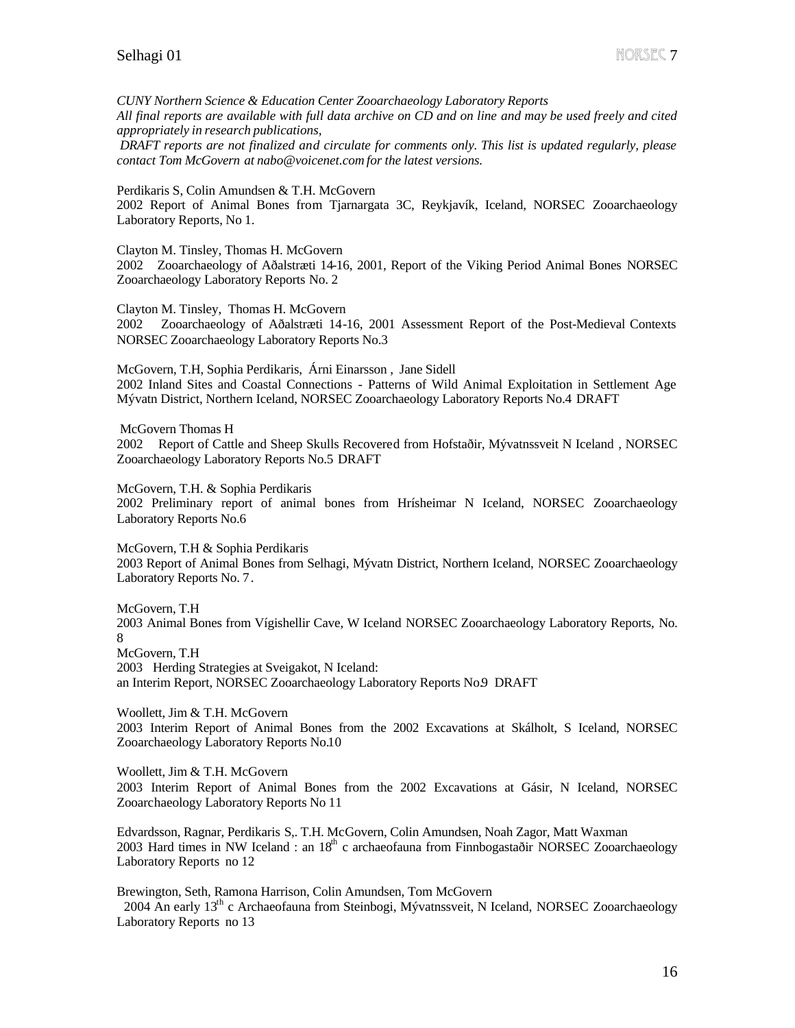*CUNY Northern Science & Education Center Zooarchaeology Laboratory Reports*
*All final reports are available with full data archive on CD and on line and may be used freely and cited appropriately in research publications,*
*DRAFT reports are not finalized and circulate for comments only. This list is updated regularly, please contact Tom McGovern at nabo@voicenet.com for the latest versions.*

Perdikaris S, Colin Amundsen & T.H. McGovern
2002 Report of Animal Bones from Tjarnargata 3C, Reykjavík, Iceland, NORSEC Zooarchaeology Laboratory Reports, No 1.

Clayton M. Tinsley, Thomas H. McGovern
2002 Zooarchaeology of Aðalstræti 14-16, 2001, Report of the Viking Period Animal Bones NORSEC Zooarchaeology Laboratory Reports No. 2

Clayton M. Tinsley, Thomas H. McGovern
2002 Zooarchaeology of Aðalstræti 14-16, 2001 Assessment Report of the Post-Medieval Contexts NORSEC Zooarchaeology Laboratory Reports No.3

McGovern, T.H, Sophia Perdikaris, Árni Einarsson , Jane Sidell
2002 Inland Sites and Coastal Connections - Patterns of Wild Animal Exploitation in Settlement Age Mývatn District, Northern Iceland, NORSEC Zooarchaeology Laboratory Reports No.4 DRAFT

McGovern Thomas H
2002 Report of Cattle and Sheep Skulls Recovered from Hofstaðir, Mývatnssveit N Iceland , NORSEC Zooarchaeology Laboratory Reports No.5 DRAFT

McGovern, T.H. & Sophia Perdikaris
2002 Preliminary report of animal bones from Hrísheimar N Iceland, NORSEC Zooarchaeology Laboratory Reports No.6

McGovern, T.H & Sophia Perdikaris
2003 Report of Animal Bones from Selhagi, Mývatn District, Northern Iceland, NORSEC Zooarchaeology Laboratory Reports No. 7.

McGovern, T.H
2003 Animal Bones from Vígishellir Cave, W Iceland NORSEC Zooarchaeology Laboratory Reports, No. 8

McGovern, T.H
2003 Herding Strategies at Sveigakot, N Iceland:
an Interim Report, NORSEC Zooarchaeology Laboratory Reports No.9 DRAFT

Woollett, Jim & T.H. McGovern
2003 Interim Report of Animal Bones from the 2002 Excavations at Skálholt, S Iceland, NORSEC Zooarchaeology Laboratory Reports No.10

Woollett, Jim & T.H. McGovern
2003 Interim Report of Animal Bones from the 2002 Excavations at Gásir, N Iceland, NORSEC Zooarchaeology Laboratory Reports No 11

Edvardsson, Ragnar, Perdikaris S,. T.H. McGovern, Colin Amundsen, Noah Zagor, Matt Waxman
2003 Hard times in NW Iceland : an 18th c archaeofauna from Finnbogastaðir NORSEC Zooarchaeology Laboratory Reports no 12

Brewington, Seth, Ramona Harrison, Colin Amundsen, Tom McGovern
2004 An early 13th c Archaeofauna from Steinbogi, Mývatnssveit, N Iceland, NORSEC Zooarchaeology Laboratory Reports no 13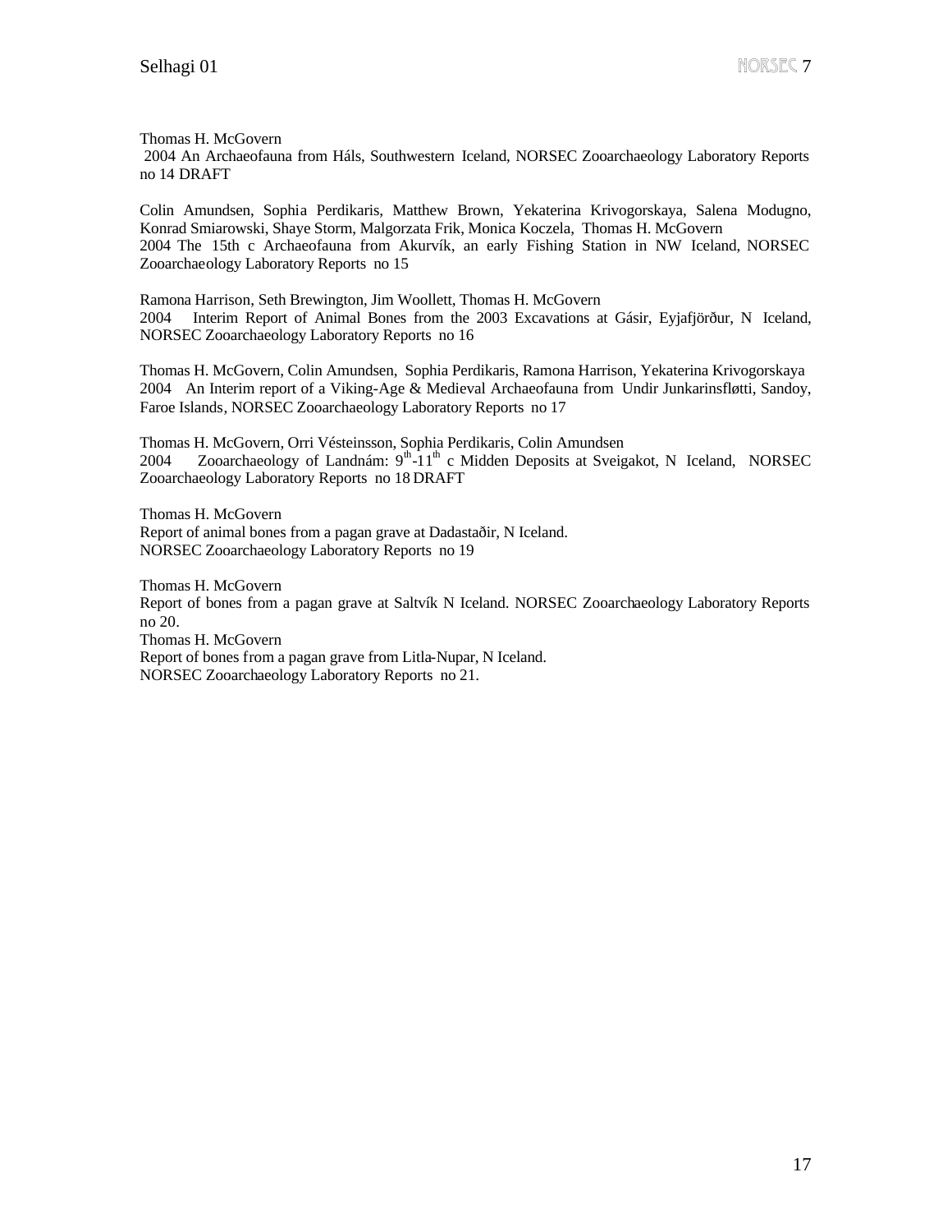Thomas H. McGovern
2004 An Archaeofauna from Háls, Southwestern Iceland, NORSEC Zooarchaeology Laboratory Reports no 14 DRAFT

Colin Amundsen, Sophia Perdikaris, Matthew Brown, Yekaterina Krivogorskaya, Salena Modugno, Konrad Smiarowski, Shaye Storm, Malgorzata Frik, Monica Koczela, Thomas H. McGovern
2004 The 15th c Archaeofauna from Akurvík, an early Fishing Station in NW Iceland, NORSEC Zooarchaeology Laboratory Reports no 15

Ramona Harrison, Seth Brewington, Jim Woollett, Thomas H. McGovern
2004 Interim Report of Animal Bones from the 2003 Excavations at Gásir, Eyjafjörður, N Iceland, NORSEC Zooarchaeology Laboratory Reports no 16

Thomas H. McGovern, Colin Amundsen, Sophia Perdikaris, Ramona Harrison, Yekaterina Krivogorskaya
2004 An Interim report of a Viking-Age & Medieval Archaeofauna from Undir Junkarinsfløtti, Sandoy, Faroe Islands, NORSEC Zooarchaeology Laboratory Reports no 17

Thomas H. McGovern, Orri Vésteinsson, Sophia Perdikaris, Colin Amundsen
2004 Zooarchaeology of Landnám: 9th-11th c Midden Deposits at Sveigakot, N Iceland, NORSEC Zooarchaeology Laboratory Reports no 18 DRAFT

Thomas H. McGovern
Report of animal bones from a pagan grave at Dadastaðir, N Iceland.
NORSEC Zooarchaeology Laboratory Reports no 19

Thomas H. McGovern
Report of bones from a pagan grave at Saltvík N Iceland. NORSEC Zooarchaeology Laboratory Reports no 20.
Thomas H. McGovern
Report of bones from a pagan grave from Litla-Nupar, N Iceland.
NORSEC Zooarchaeology Laboratory Reports no 21.